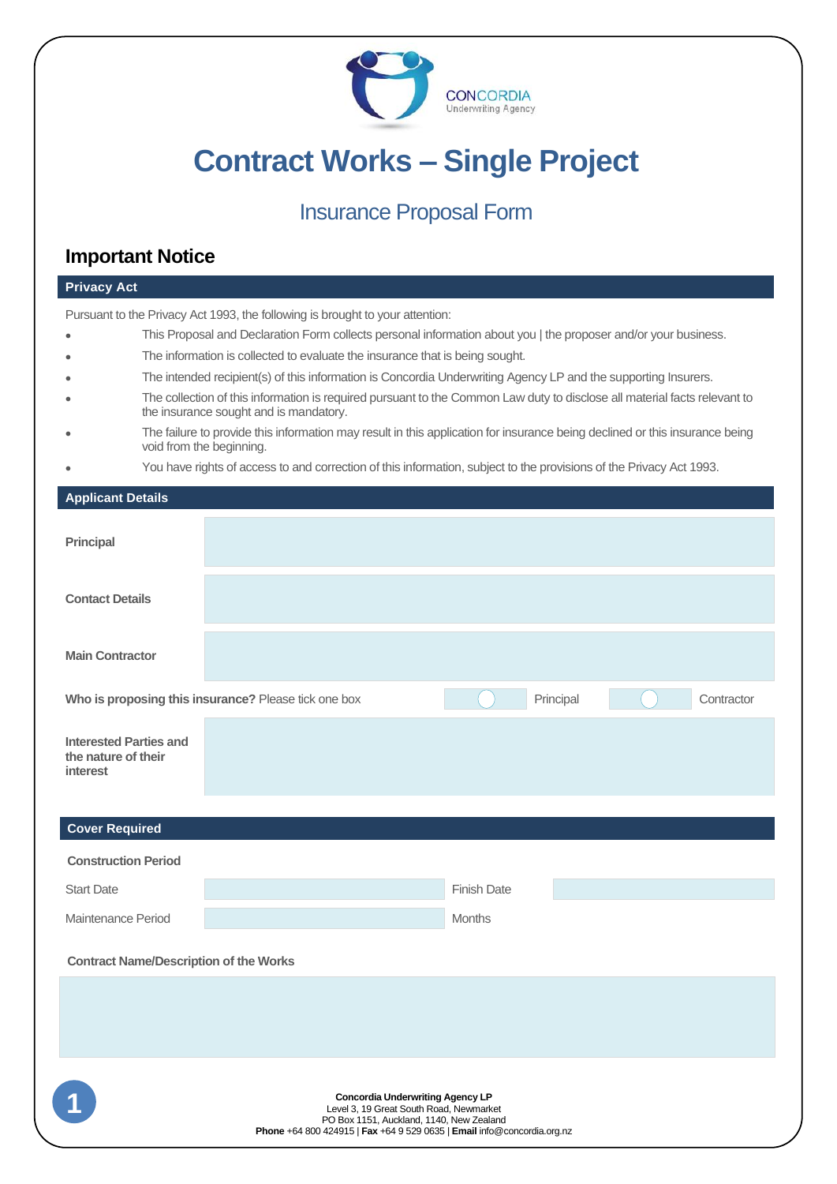CONCORDIA
Underwriting Agency

# Contract Works – Single Project

## Insurance Proposal Form

## Important Notice

### Privacy Act

Pursuant to the Privacy Act 1993, the following is brought to your attention:

- This Proposal and Declaration Form collects personal information about you | the proposer and/or your business.
- The information is collected to evaluate the insurance that is being sought.
- The intended recipient(s) of this information is Concordia Underwriting Agency LP and the supporting Insurers.
- The collection of this information is required pursuant to the Common Law duty to disclose all material facts relevant to the insurance sought and is mandatory.
- The failure to provide this information may result in this application for insurance being declined or this insurance being void from the beginning.
- You have rights of access to and correction of this information, subject to the provisions of the Privacy Act 1993.

### Applicant Details

| | |
|---|---|
| **Principal** | |
| **Contact Details** | |
| **Main Contractor** | |

**Who is proposing this insurance?** Please tick one box ☐ Principal ☐ Contractor

| | |
|---|---|
| **Interested Parties and the nature of their interest** | |

### Cover Required

**Construction Period**

| | | | |
|---|---|---|---|
| Start Date | | Finish Date | |
| Maintenance Period | | Months | |

**Contract Name/Description of the Works**

| |
|---|
| |

**Concordia Underwriting Agency LP**
Level 3, 19 Great South Road, Newmarket
PO Box 1151, Auckland, 1140, New Zealand
**Phone** +64 800 424915 | **Fax** +64 9 529 0635 | **Email** info@concordia.org.nz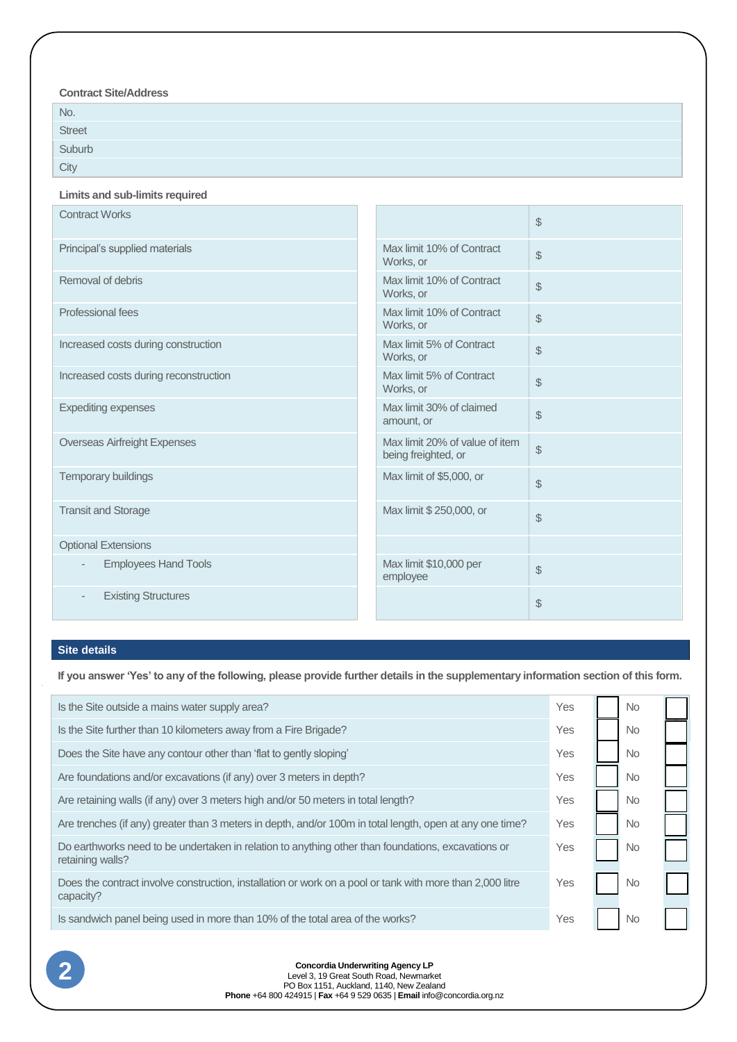**Contract Site/Address**

| |
|---|
| No. |
| Street |
| Suburb |
| City |

**Limits and sub-limits required**

| | | |
|---|---|---|
| Contract Works | | $ |
| Principal's supplied materials | Max limit 10% of Contract Works, or | $ |
| Removal of debris | Max limit 10% of Contract Works, or | $ |
| Professional fees | Max limit 10% of Contract Works, or | $ |
| Increased costs during construction | Max limit 5% of Contract Works, or | $ |
| Increased costs during reconstruction | Max limit 5% of Contract Works, or | $ |
| Expediting expenses | Max limit 30% of claimed amount, or | $ |
| Overseas Airfreight Expenses | Max limit 20% of value of item being freighted, or | $ |
| Temporary buildings | Max limit of $5,000, or | $ |
| Transit and Storage | Max limit $ 250,000, or | $ |
| Optional Extensions | | |
| - Employees Hand Tools | Max limit $10,000 per employee | $ |
| - Existing Structures | | $ |

## Site details

**If you answer 'Yes' to any of the following, please provide further details in the supplementary information section of this form.**

| Question | Yes | | No | |
|---|---|---|---|---|
| Is the Site outside a mains water supply area? | Yes | ☐ | No | ☐ |
| Is the Site further than 10 kilometers away from a Fire Brigade? | Yes | ☐ | No | ☐ |
| Does the Site have any contour other than 'flat to gently sloping' | Yes | ☐ | No | ☐ |
| Are foundations and/or excavations (if any) over 3 meters in depth? | Yes | ☐ | No | ☐ |
| Are retaining walls (if any) over 3 meters high and/or 50 meters in total length? | Yes | ☐ | No | ☐ |
| Are trenches (if any) greater than 3 meters in depth, and/or 100m in total length, open at any one time? | Yes | ☐ | No | ☐ |
| Do earthworks need to be undertaken in relation to anything other than foundations, excavations or retaining walls? | Yes | ☐ | No | ☐ |
| Does the contract involve construction, installation or work on a pool or tank with more than 2,000 litre capacity? | Yes | ☐ | No | ☐ |
| Is sandwich panel being used in more than 10% of the total area of the works? | Yes | ☐ | No | ☐ |

**Concordia Underwriting Agency LP**
Level 3, 19 Great South Road, Newmarket
PO Box 1151, Auckland, 1140, New Zealand
**Phone** +64 800 424915 | **Fax** +64 9 529 0635 | **Email** info@concordia.org.nz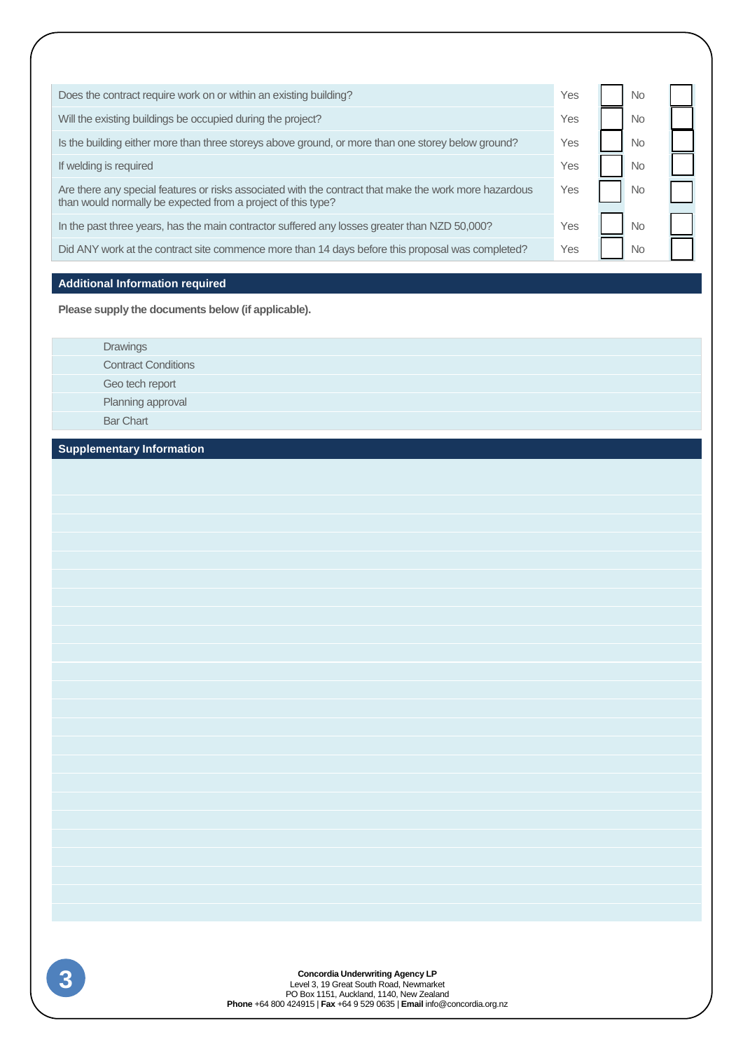| Question | Yes | | No | |
|---|---|---|---|---|
| Does the contract require work on or within an existing building? | Yes | | No | |
| Will the existing buildings be occupied during the project? | Yes | | No | |
| Is the building either more than three storeys above ground, or more than one storey below ground? | Yes | | No | |
| If welding is required | Yes | | No | |
| Are there any special features or risks associated with the contract that make the work more hazardous than would normally be expected from a project of this type? | Yes | | No | |
| In the past three years, has the main contractor suffered any losses greater than NZD 50,000? | Yes | | No | |
| Did ANY work at the contract site commence more than 14 days before this proposal was completed? | Yes | | No | |

## Additional Information required

**Please supply the documents below (if applicable).**

- Drawings
- Contract Conditions
- Geo tech report
- Planning approval
- Bar Chart

## Supplementary Information

**Concordia Underwriting Agency LP**
Level 3, 19 Great South Road, Newmarket
PO Box 1151, Auckland, 1140, New Zealand
**Phone** +64 800 424915 | **Fax** +64 9 529 0635 | **Email** info@concordia.org.nz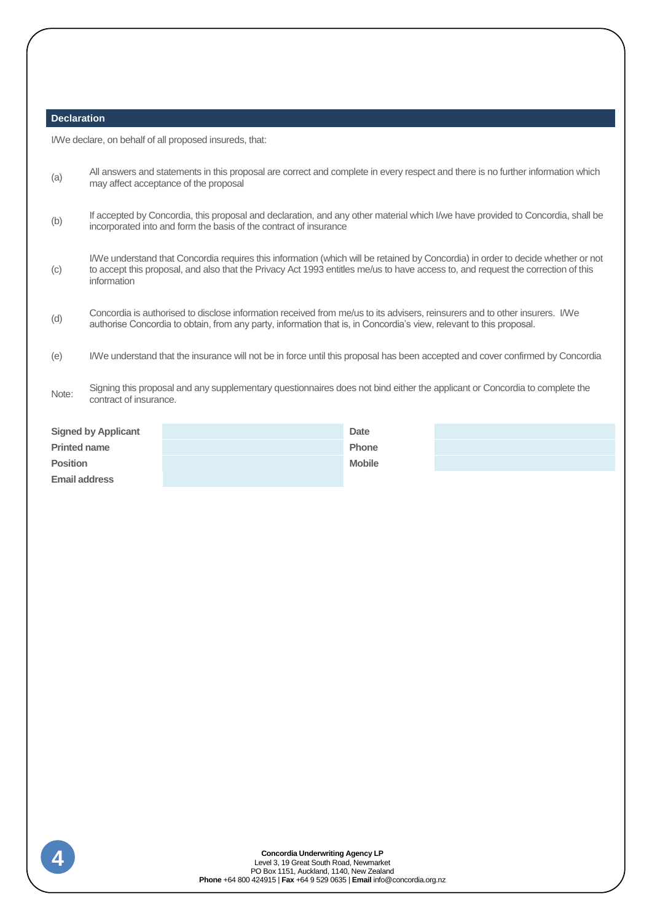## Declaration

I/We declare, on behalf of all proposed insureds, that:

(a) All answers and statements in this proposal are correct and complete in every respect and there is no further information which may affect acceptance of the proposal

(b) If accepted by Concordia, this proposal and declaration, and any other material which I/we have provided to Concordia, shall be incorporated into and form the basis of the contract of insurance

(c) I/We understand that Concordia requires this information (which will be retained by Concordia) in order to decide whether or not to accept this proposal, and also that the Privacy Act 1993 entitles me/us to have access to, and request the correction of this information

(d) Concordia is authorised to disclose information received from me/us to its advisers, reinsurers and to other insurers. I/We authorise Concordia to obtain, from any party, information that is, in Concordia's view, relevant to this proposal.

(e) I/We understand that the insurance will not be in force until this proposal has been accepted and cover confirmed by Concordia

Note: Signing this proposal and any supplementary questionnaires does not bind either the applicant or Concordia to complete the contract of insurance.

| | | | |
|---|---|---|---|
| **Signed by Applicant** | | **Date** | |
| **Printed name** | | **Phone** | |
| **Position** | | **Mobile** | |
| **Email address** | | | |

**Concordia Underwriting Agency LP**
Level 3, 19 Great South Road, Newmarket
PO Box 1151, Auckland, 1140, New Zealand
**Phone** +64 800 424915 | **Fax** +64 9 529 0635 | **Email** info@concordia.org.nz